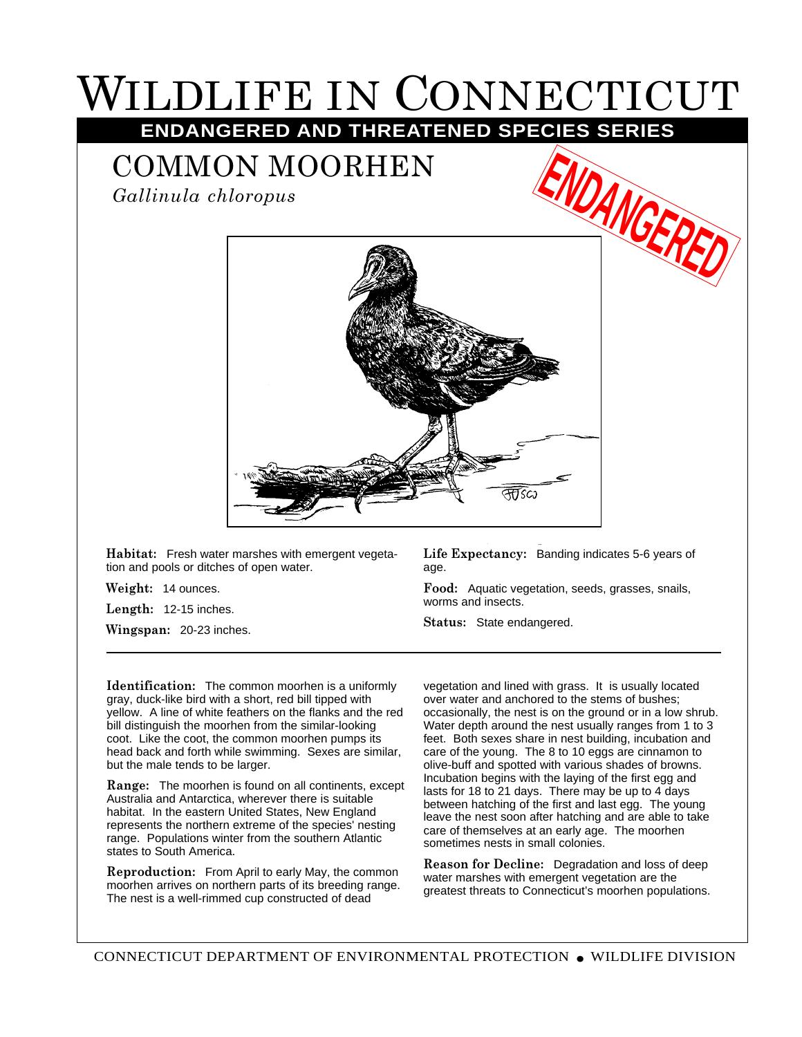# WILDLIFE IN CONNECTICUT

**ENDANGERED AND THREATENED SPECIES SERIES**

## COMMON MOORHEN

*Gallinula chloropus*

ENDANGERED

**Habitat:** Fresh water marshes with emergent vegetation and pools or ditches of open water.

**Weight:** 14 ounces.

**Length:** 12-15 inches.

**Wingspan:** 20-23 inches.

**Life Expectancy:** Banding indicates 5-6 years of age.

**Food:** Aquatic vegetation, seeds, grasses, snails, worms and insects.

**Status:** State endangered.

---

**Identification:** The common moorhen is a uniformly gray, duck-like bird with a short, red bill tipped with yellow. A line of white feathers on the flanks and the red bill distinguish the moorhen from the similar-looking coot. Like the coot, the common moorhen pumps its head back and forth while swimming. Sexes are similar, but the male tends to be larger.

**Range:** The moorhen is found on all continents, except Australia and Antarctica, wherever there is suitable habitat. In the eastern United States, New England represents the northern extreme of the species' nesting range. Populations winter from the southern Atlantic states to South America.

**Reproduction:** From April to early May, the common moorhen arrives on northern parts of its breeding range. The nest is a well-rimmed cup constructed of dead vegetation and lined with grass. It is usually located over water and anchored to the stems of bushes; occasionally, the nest is on the ground or in a low shrub. Water depth around the nest usually ranges from 1 to 3 feet. Both sexes share in nest building, incubation and care of the young. The 8 to 10 eggs are cinnamon to olive-buff and spotted with various shades of browns. Incubation begins with the laying of the first egg and lasts for 18 to 21 days. There may be up to 4 days between hatching of the first and last egg. The young leave the nest soon after hatching and are able to take care of themselves at an early age. The moorhen sometimes nests in small colonies.

**Reason for Decline:** Degradation and loss of deep water marshes with emergent vegetation are the greatest threats to Connecticut's moorhen populations.

CONNECTICUT DEPARTMENT OF ENVIRONMENTAL PROTECTION • WILDLIFE DIVISION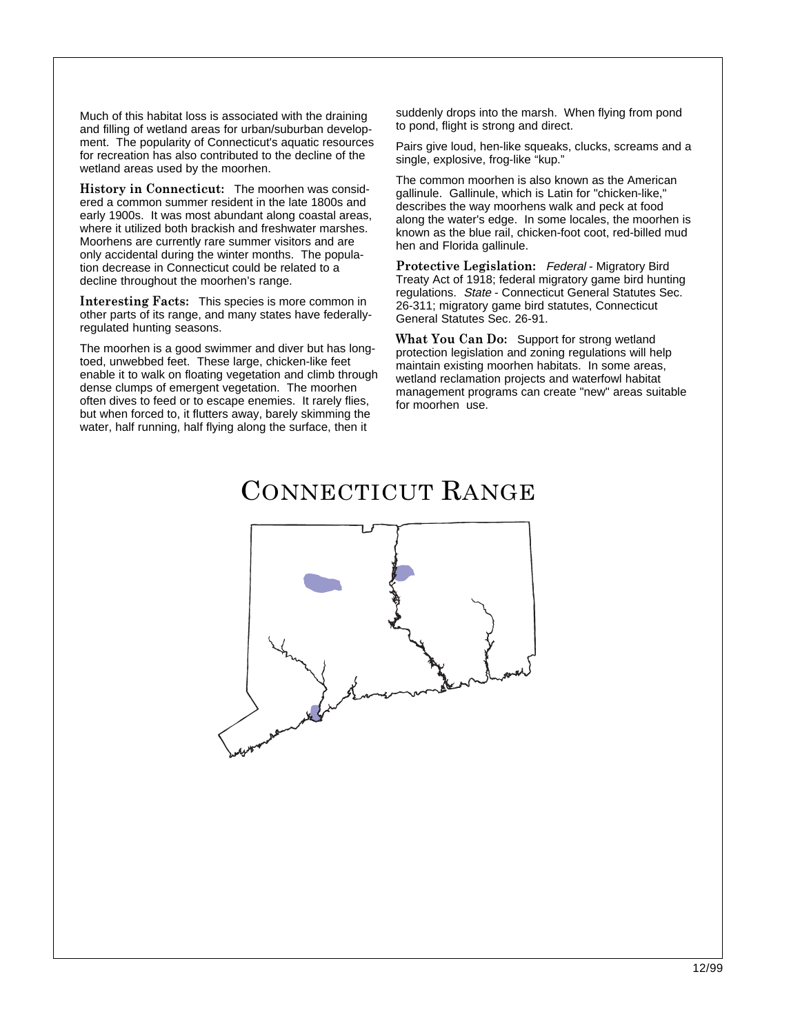Much of this habitat loss is associated with the draining and filling of wetland areas for urban/suburban development. The popularity of Connecticut's aquatic resources for recreation has also contributed to the decline of the wetland areas used by the moorhen.

**History in Connecticut:** The moorhen was considered a common summer resident in the late 1800s and early 1900s. It was most abundant along coastal areas, where it utilized both brackish and freshwater marshes. Moorhens are currently rare summer visitors and are only accidental during the winter months. The population decrease in Connecticut could be related to a decline throughout the moorhen's range.

**Interesting Facts:** This species is more common in other parts of its range, and many states have federally-regulated hunting seasons.

The moorhen is a good swimmer and diver but has long-toed, unwebbed feet. These large, chicken-like feet enable it to walk on floating vegetation and climb through dense clumps of emergent vegetation. The moorhen often dives to feed or to escape enemies. It rarely flies, but when forced to, it flutters away, barely skimming the water, half running, half flying along the surface, then it suddenly drops into the marsh. When flying from pond to pond, flight is strong and direct.

Pairs give loud, hen-like squeaks, clucks, screams and a single, explosive, frog-like "kup."

The common moorhen is also known as the American gallinule. Gallinule, which is Latin for "chicken-like," describes the way moorhens walk and peck at food along the water's edge. In some locales, the moorhen is known as the blue rail, chicken-foot coot, red-billed mud hen and Florida gallinule.

**Protective Legislation:** *Federal* - Migratory Bird Treaty Act of 1918; federal migratory game bird hunting regulations. *State* - Connecticut General Statutes Sec. 26-311; migratory game bird statutes, Connecticut General Statutes Sec. 26-91.

**What You Can Do:** Support for strong wetland protection legislation and zoning regulations will help maintain existing moorhen habitats. In some areas, wetland reclamation projects and waterfowl habitat management programs can create "new" areas suitable for moorhen use.

## Connecticut Range

12/99